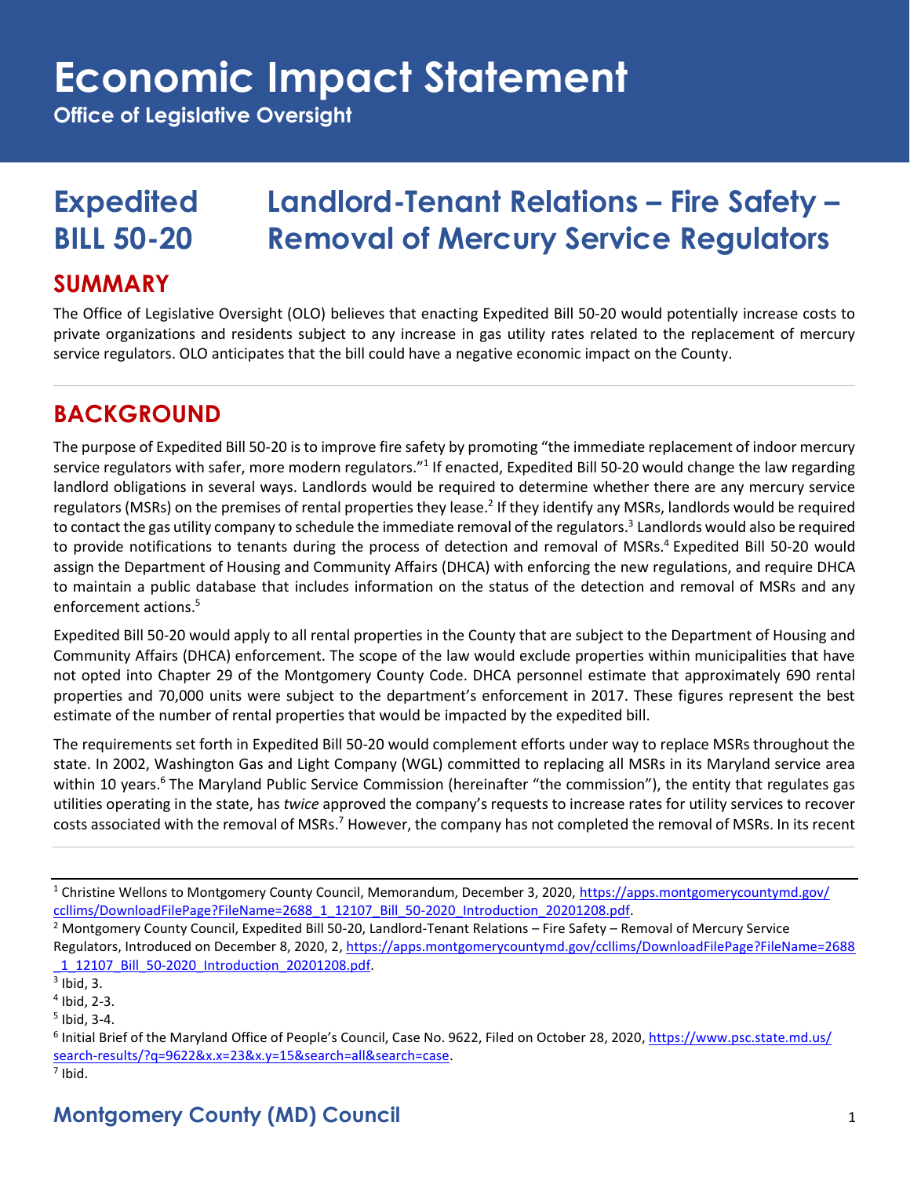# Economic Impact Statement

**Office of Legislative Oversight**

# Expedited BILL 50-20 — Landlord-Tenant Relations – Fire Safety – Removal of Mercury Service Regulators

## SUMMARY

The Office of Legislative Oversight (OLO) believes that enacting Expedited Bill 50-20 would potentially increase costs to private organizations and residents subject to any increase in gas utility rates related to the replacement of mercury service regulators. OLO anticipates that the bill could have a negative economic impact on the County.

## BACKGROUND

The purpose of Expedited Bill 50-20 is to improve fire safety by promoting "the immediate replacement of indoor mercury service regulators with safer, more modern regulators."[1] If enacted, Expedited Bill 50-20 would change the law regarding landlord obligations in several ways. Landlords would be required to determine whether there are any mercury service regulators (MSRs) on the premises of rental properties they lease.[2] If they identify any MSRs, landlords would be required to contact the gas utility company to schedule the immediate removal of the regulators.[3] Landlords would also be required to provide notifications to tenants during the process of detection and removal of MSRs.[4] Expedited Bill 50-20 would assign the Department of Housing and Community Affairs (DHCA) with enforcing the new regulations, and require DHCA to maintain a public database that includes information on the status of the detection and removal of MSRs and any enforcement actions.[5]

Expedited Bill 50-20 would apply to all rental properties in the County that are subject to the Department of Housing and Community Affairs (DHCA) enforcement. The scope of the law would exclude properties within municipalities that have not opted into Chapter 29 of the Montgomery County Code. DHCA personnel estimate that approximately 690 rental properties and 70,000 units were subject to the department's enforcement in 2017. These figures represent the best estimate of the number of rental properties that would be impacted by the expedited bill.

The requirements set forth in Expedited Bill 50-20 would complement efforts under way to replace MSRs throughout the state. In 2002, Washington Gas and Light Company (WGL) committed to replacing all MSRs in its Maryland service area within 10 years.[6] The Maryland Public Service Commission (hereinafter "the commission"), the entity that regulates gas utilities operating in the state, has *twice* approved the company's requests to increase rates for utility services to recover costs associated with the removal of MSRs.[7] However, the company has not completed the removal of MSRs. In its recent

---

[1] Christine Wellons to Montgomery County Council, Memorandum, December 3, 2020, https://apps.montgomerycountymd.gov/ccllims/DownloadFilePage?FileName=2688_1_12107_Bill_50-2020_Introduction_20201208.pdf.

[2] Montgomery County Council, Expedited Bill 50-20, Landlord-Tenant Relations – Fire Safety – Removal of Mercury Service Regulators, Introduced on December 8, 2020, 2, https://apps.montgomerycountymd.gov/ccllims/DownloadFilePage?FileName=2688_1_12107_Bill_50-2020_Introduction_20201208.pdf.

[3] Ibid, 3.

[4] Ibid, 2-3.

[5] Ibid, 3-4.

[6] Initial Brief of the Maryland Office of People's Council, Case No. 9622, Filed on October 28, 2020, https://www.psc.state.md.us/search-results/?q=9622&x.x=23&x.y=15&search=all&search=case.

[7] Ibid.

**Montgomery County (MD) Council**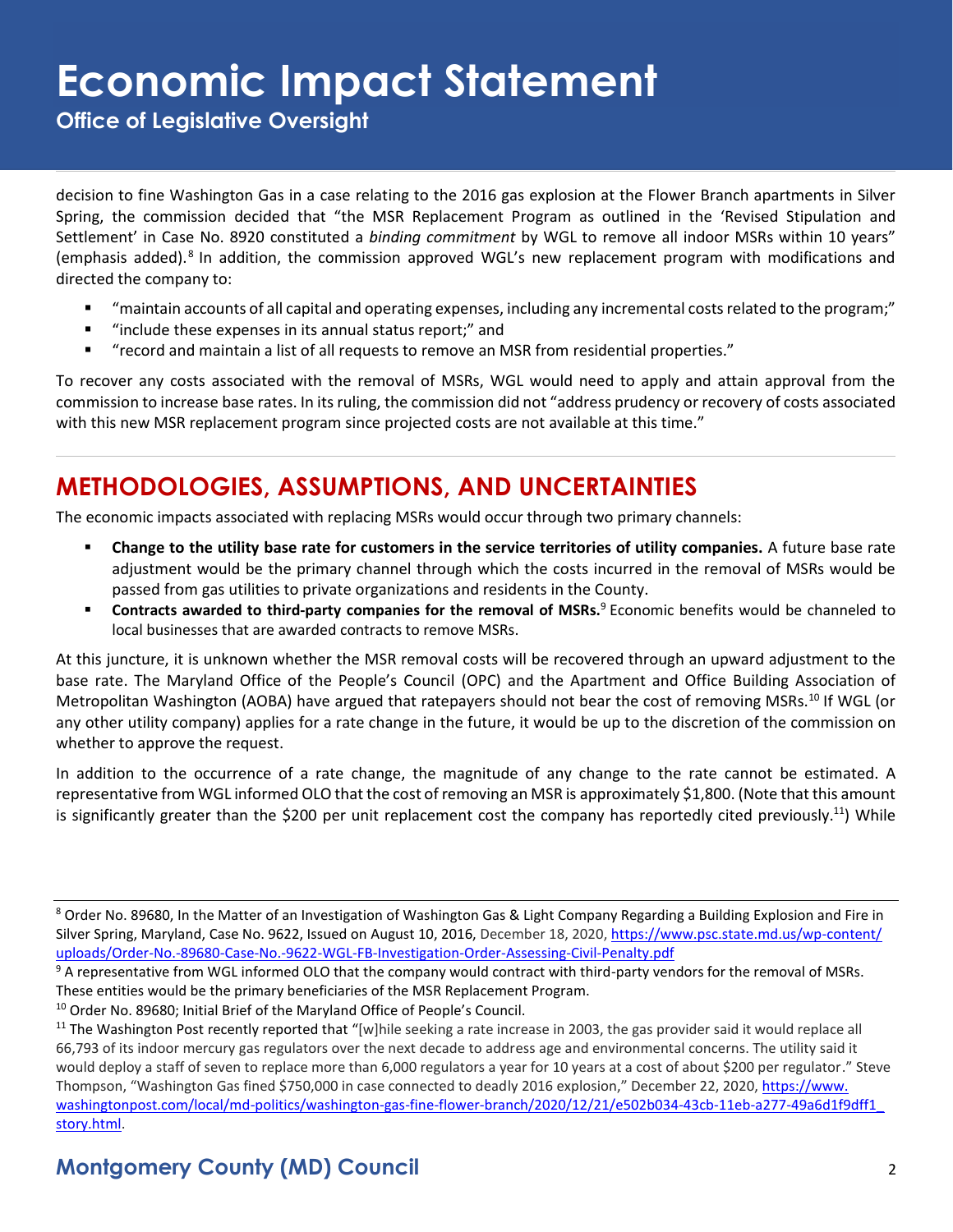decision to fine Washington Gas in a case relating to the 2016 gas explosion at the Flower Branch apartments in Silver Spring, the commission decided that "the MSR Replacement Program as outlined in the 'Revised Stipulation and Settlement' in Case No. 8920 constituted a *binding commitment* by WGL to remove all indoor MSRs within 10 years" (emphasis added).[8] In addition, the commission approved WGL's new replacement program with modifications and directed the company to:

- "maintain accounts of all capital and operating expenses, including any incremental costs related to the program;"
- "include these expenses in its annual status report;" and
- "record and maintain a list of all requests to remove an MSR from residential properties."

To recover any costs associated with the removal of MSRs, WGL would need to apply and attain approval from the commission to increase base rates. In its ruling, the commission did not "address prudency or recovery of costs associated with this new MSR replacement program since projected costs are not available at this time."

## METHODOLOGIES, ASSUMPTIONS, AND UNCERTAINTIES

The economic impacts associated with replacing MSRs would occur through two primary channels:

- **Change to the utility base rate for customers in the service territories of utility companies.** A future base rate adjustment would be the primary channel through which the costs incurred in the removal of MSRs would be passed from gas utilities to private organizations and residents in the County.
- **Contracts awarded to third-party companies for the removal of MSRs.**[9] Economic benefits would be channeled to local businesses that are awarded contracts to remove MSRs.

At this juncture, it is unknown whether the MSR removal costs will be recovered through an upward adjustment to the base rate. The Maryland Office of the People's Council (OPC) and the Apartment and Office Building Association of Metropolitan Washington (AOBA) have argued that ratepayers should not bear the cost of removing MSRs.[10] If WGL (or any other utility company) applies for a rate change in the future, it would be up to the discretion of the commission on whether to approve the request.

In addition to the occurrence of a rate change, the magnitude of any change to the rate cannot be estimated. A representative from WGL informed OLO that the cost of removing an MSR is approximately $1,800. (Note that this amount is significantly greater than the $200 per unit replacement cost the company has reportedly cited previously.[11]) While

---

[8] Order No. 89680, In the Matter of an Investigation of Washington Gas & Light Company Regarding a Building Explosion and Fire in Silver Spring, Maryland, Case No. 9622, Issued on August 10, 2016, December 18, 2020, https://www.psc.state.md.us/wp-content/uploads/Order-No.-89680-Case-No.-9622-WGL-FB-Investigation-Order-Assessing-Civil-Penalty.pdf

[9] A representative from WGL informed OLO that the company would contract with third-party vendors for the removal of MSRs. These entities would be the primary beneficiaries of the MSR Replacement Program.

[10] Order No. 89680; Initial Brief of the Maryland Office of People's Council.

[11] The Washington Post recently reported that "[w]hile seeking a rate increase in 2003, the gas provider said it would replace all 66,793 of its indoor mercury gas regulators over the next decade to address age and environmental concerns. The utility said it would deploy a staff of seven to replace more than 6,000 regulators a year for 10 years at a cost of about $200 per regulator." Steve Thompson, "Washington Gas fined $750,000 in case connected to deadly 2016 explosion," December 22, 2020, https://www.washingtonpost.com/local/md-politics/washington-gas-fine-flower-branch/2020/12/21/e502b034-43cb-11eb-a277-49a6d1f9dff1_story.html.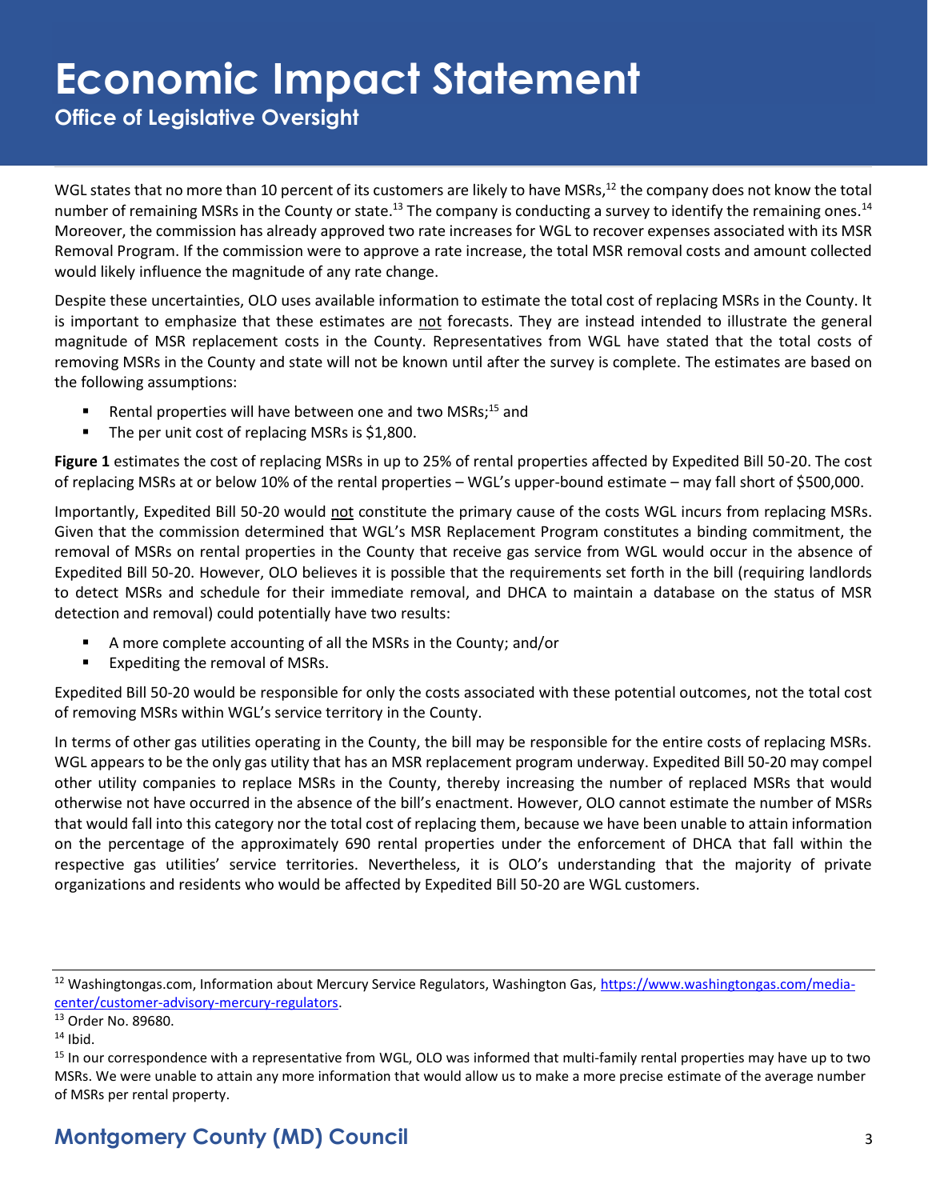WGL states that no more than 10 percent of its customers are likely to have MSRs,[12] the company does not know the total number of remaining MSRs in the County or state.[13] The company is conducting a survey to identify the remaining ones.[14] Moreover, the commission has already approved two rate increases for WGL to recover expenses associated with its MSR Removal Program. If the commission were to approve a rate increase, the total MSR removal costs and amount collected would likely influence the magnitude of any rate change.

Despite these uncertainties, OLO uses available information to estimate the total cost of replacing MSRs in the County. It is important to emphasize that these estimates are not forecasts. They are instead intended to illustrate the general magnitude of MSR replacement costs in the County. Representatives from WGL have stated that the total costs of removing MSRs in the County and state will not be known until after the survey is complete. The estimates are based on the following assumptions:

- Rental properties will have between one and two MSRs;[15] and
- The per unit cost of replacing MSRs is $1,800.

**Figure 1** estimates the cost of replacing MSRs in up to 25% of rental properties affected by Expedited Bill 50-20. The cost of replacing MSRs at or below 10% of the rental properties – WGL's upper-bound estimate – may fall short of $500,000.

Importantly, Expedited Bill 50-20 would not constitute the primary cause of the costs WGL incurs from replacing MSRs. Given that the commission determined that WGL's MSR Replacement Program constitutes a binding commitment, the removal of MSRs on rental properties in the County that receive gas service from WGL would occur in the absence of Expedited Bill 50-20. However, OLO believes it is possible that the requirements set forth in the bill (requiring landlords to detect MSRs and schedule for their immediate removal, and DHCA to maintain a database on the status of MSR detection and removal) could potentially have two results:

- A more complete accounting of all the MSRs in the County; and/or
- Expediting the removal of MSRs.

Expedited Bill 50-20 would be responsible for only the costs associated with these potential outcomes, not the total cost of removing MSRs within WGL's service territory in the County.

In terms of other gas utilities operating in the County, the bill may be responsible for the entire costs of replacing MSRs. WGL appears to be the only gas utility that has an MSR replacement program underway. Expedited Bill 50-20 may compel other utility companies to replace MSRs in the County, thereby increasing the number of replaced MSRs that would otherwise not have occurred in the absence of the bill's enactment. However, OLO cannot estimate the number of MSRs that would fall into this category nor the total cost of replacing them, because we have been unable to attain information on the percentage of the approximately 690 rental properties under the enforcement of DHCA that fall within the respective gas utilities' service territories. Nevertheless, it is OLO's understanding that the majority of private organizations and residents who would be affected by Expedited Bill 50-20 are WGL customers.

---

[12] Washingtongas.com, Information about Mercury Service Regulators, Washington Gas, https://www.washingtongas.com/media-center/customer-advisory-mercury-regulators.

[13] Order No. 89680.

[14] Ibid.

[15] In our correspondence with a representative from WGL, OLO was informed that multi-family rental properties may have up to two MSRs. We were unable to attain any more information that would allow us to make a more precise estimate of the average number of MSRs per rental property.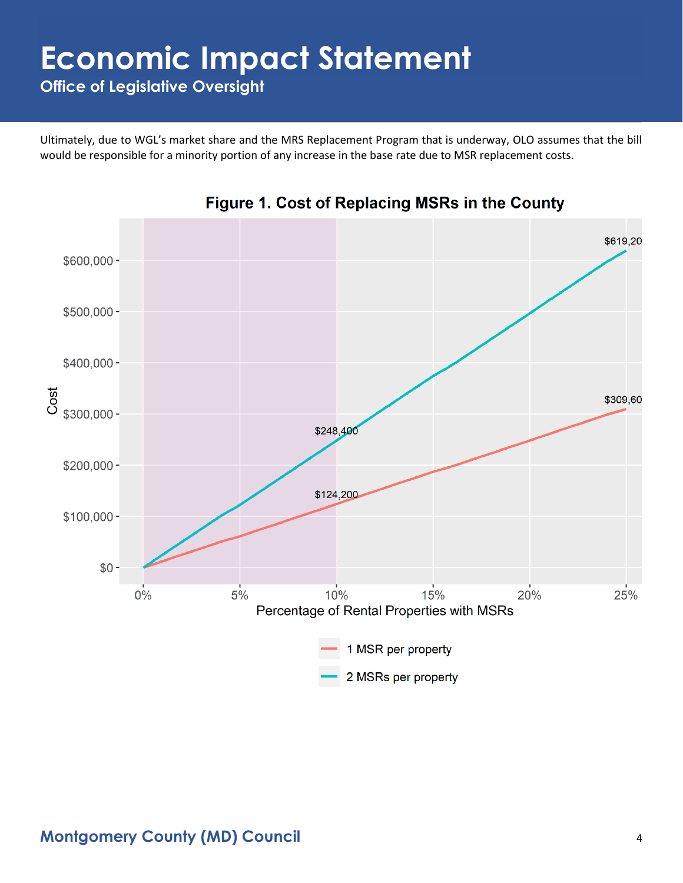Ultimately, due to WGL's market share and the MRS Replacement Program that is underway, OLO assumes that the bill would be responsible for a minority portion of any increase in the base rate due to MSR replacement costs.

**Figure 1. Cost of Replacing MSRs in the County**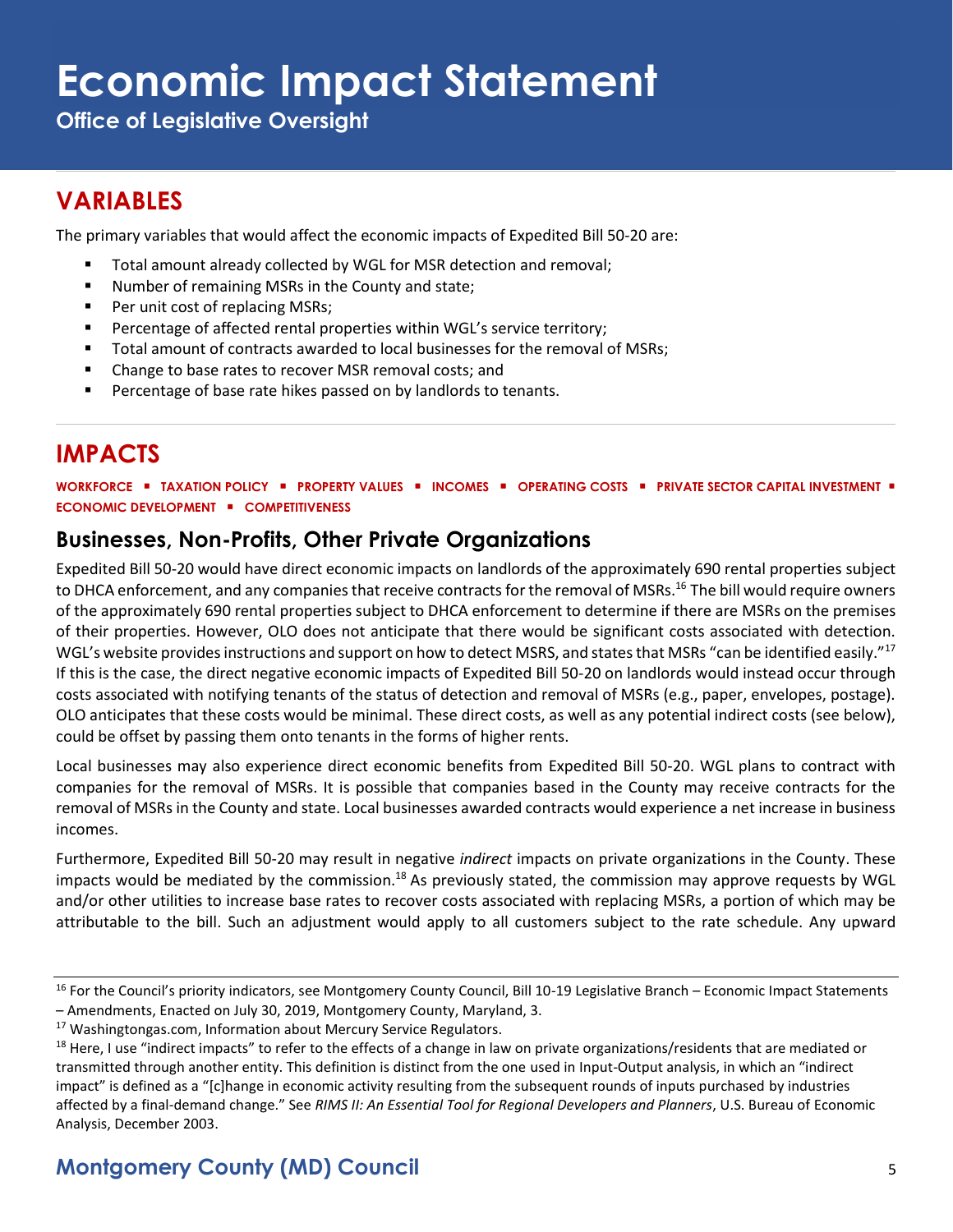## VARIABLES

The primary variables that would affect the economic impacts of Expedited Bill 50-20 are:

- Total amount already collected by WGL for MSR detection and removal;
- Number of remaining MSRs in the County and state;
- Per unit cost of replacing MSRs;
- Percentage of affected rental properties within WGL's service territory;
- Total amount of contracts awarded to local businesses for the removal of MSRs;
- Change to base rates to recover MSR removal costs; and
- Percentage of base rate hikes passed on by landlords to tenants.

## IMPACTS

**WORKFORCE ▪ TAXATION POLICY ▪ PROPERTY VALUES ▪ INCOMES ▪ OPERATING COSTS ▪ PRIVATE SECTOR CAPITAL INVESTMENT ▪ ECONOMIC DEVELOPMENT ▪ COMPETITIVENESS**

### Businesses, Non-Profits, Other Private Organizations

Expedited Bill 50-20 would have direct economic impacts on landlords of the approximately 690 rental properties subject to DHCA enforcement, and any companies that receive contracts for the removal of MSRs.[16] The bill would require owners of the approximately 690 rental properties subject to DHCA enforcement to determine if there are MSRs on the premises of their properties. However, OLO does not anticipate that there would be significant costs associated with detection. WGL's website provides instructions and support on how to detect MSRS, and states that MSRs "can be identified easily."[17] If this is the case, the direct negative economic impacts of Expedited Bill 50-20 on landlords would instead occur through costs associated with notifying tenants of the status of detection and removal of MSRs (e.g., paper, envelopes, postage). OLO anticipates that these costs would be minimal. These direct costs, as well as any potential indirect costs (see below), could be offset by passing them onto tenants in the forms of higher rents.

Local businesses may also experience direct economic benefits from Expedited Bill 50-20. WGL plans to contract with companies for the removal of MSRs. It is possible that companies based in the County may receive contracts for the removal of MSRs in the County and state. Local businesses awarded contracts would experience a net increase in business incomes.

Furthermore, Expedited Bill 50-20 may result in negative *indirect* impacts on private organizations in the County. These impacts would be mediated by the commission.[18] As previously stated, the commission may approve requests by WGL and/or other utilities to increase base rates to recover costs associated with replacing MSRs, a portion of which may be attributable to the bill. Such an adjustment would apply to all customers subject to the rate schedule. Any upward

---

[16] For the Council's priority indicators, see Montgomery County Council, Bill 10-19 Legislative Branch – Economic Impact Statements – Amendments, Enacted on July 30, 2019, Montgomery County, Maryland, 3.

[17] Washingtongas.com, Information about Mercury Service Regulators.

[18] Here, I use "indirect impacts" to refer to the effects of a change in law on private organizations/residents that are mediated or transmitted through another entity. This definition is distinct from the one used in Input-Output analysis, in which an "indirect impact" is defined as a "[c]hange in economic activity resulting from the subsequent rounds of inputs purchased by industries affected by a final-demand change." See *RIMS II: An Essential Tool for Regional Developers and Planners*, U.S. Bureau of Economic Analysis, December 2003.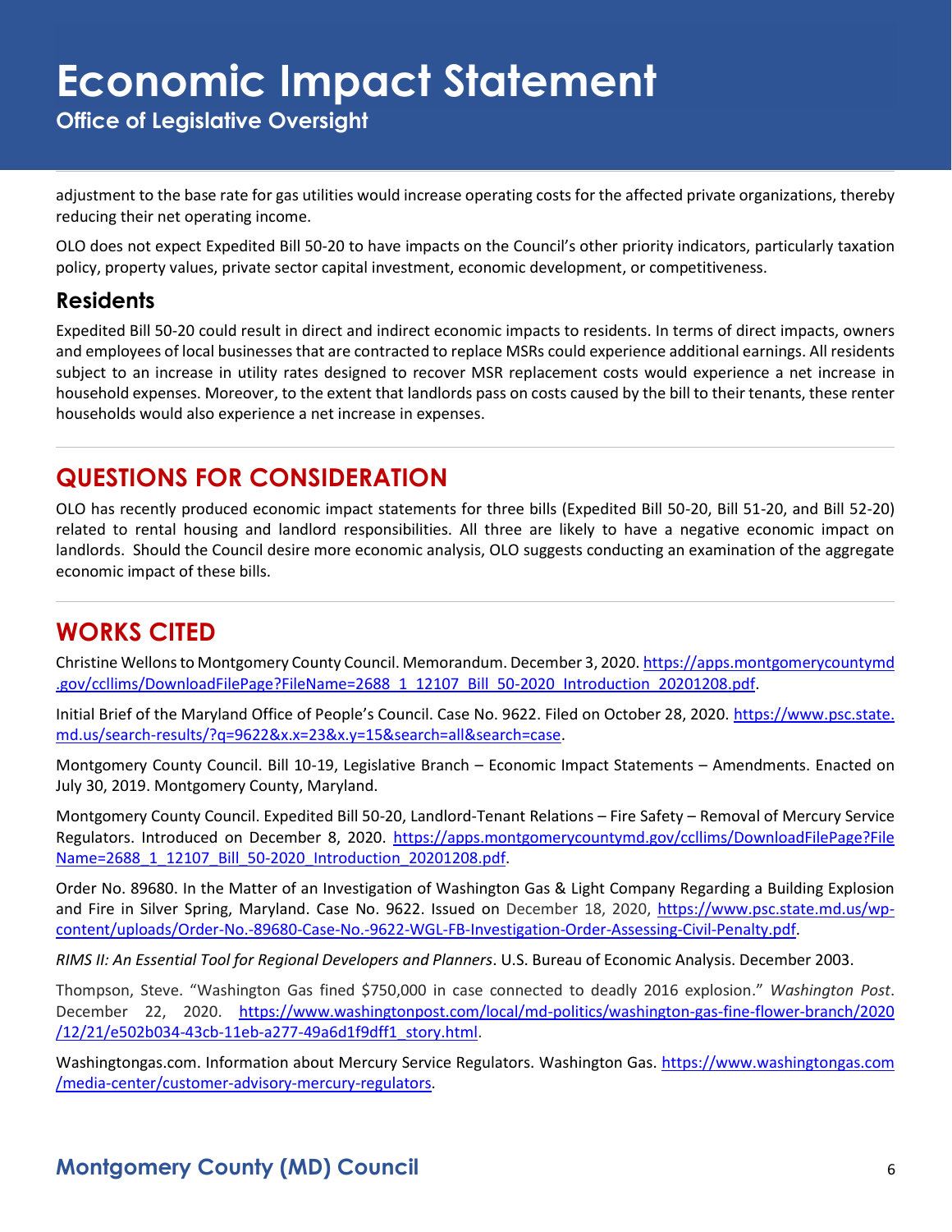adjustment to the base rate for gas utilities would increase operating costs for the affected private organizations, thereby reducing their net operating income.

OLO does not expect Expedited Bill 50-20 to have impacts on the Council's other priority indicators, particularly taxation policy, property values, private sector capital investment, economic development, or competitiveness.

## Residents

Expedited Bill 50-20 could result in direct and indirect economic impacts to residents. In terms of direct impacts, owners and employees of local businesses that are contracted to replace MSRs could experience additional earnings. All residents subject to an increase in utility rates designed to recover MSR replacement costs would experience a net increase in household expenses. Moreover, to the extent that landlords pass on costs caused by the bill to their tenants, these renter households would also experience a net increase in expenses.

# QUESTIONS FOR CONSIDERATION

OLO has recently produced economic impact statements for three bills (Expedited Bill 50-20, Bill 51-20, and Bill 52-20) related to rental housing and landlord responsibilities. All three are likely to have a negative economic impact on landlords. Should the Council desire more economic analysis, OLO suggests conducting an examination of the aggregate economic impact of these bills.

# WORKS CITED

Christine Wellons to Montgomery County Council. Memorandum. December 3, 2020. https://apps.montgomerycountymd.gov/ccllims/DownloadFilePage?FileName=2688_1_12107_Bill_50-2020_Introduction_20201208.pdf.

Initial Brief of the Maryland Office of People's Council. Case No. 9622. Filed on October 28, 2020. https://www.psc.state.md.us/search-results/?q=9622&x.x=23&x.y=15&search=all&search=case.

Montgomery County Council. Bill 10-19, Legislative Branch – Economic Impact Statements – Amendments. Enacted on July 30, 2019. Montgomery County, Maryland.

Montgomery County Council. Expedited Bill 50-20, Landlord-Tenant Relations – Fire Safety – Removal of Mercury Service Regulators. Introduced on December 8, 2020. https://apps.montgomerycountymd.gov/ccllims/DownloadFilePage?FileName=2688_1_12107_Bill_50-2020_Introduction_20201208.pdf.

Order No. 89680. In the Matter of an Investigation of Washington Gas & Light Company Regarding a Building Explosion and Fire in Silver Spring, Maryland. Case No. 9622. Issued on December 18, 2020, https://www.psc.state.md.us/wp-content/uploads/Order-No.-89680-Case-No.-9622-WGL-FB-Investigation-Order-Assessing-Civil-Penalty.pdf.

*RIMS II: An Essential Tool for Regional Developers and Planners*. U.S. Bureau of Economic Analysis. December 2003.

Thompson, Steve. "Washington Gas fined $750,000 in case connected to deadly 2016 explosion." *Washington Post*. December 22, 2020. https://www.washingtonpost.com/local/md-politics/washington-gas-fine-flower-branch/2020/12/21/e502b034-43cb-11eb-a277-49a6d1f9dff1_story.html.

Washingtongas.com. Information about Mercury Service Regulators. Washington Gas. https://www.washingtongas.com/media-center/customer-advisory-mercury-regulators.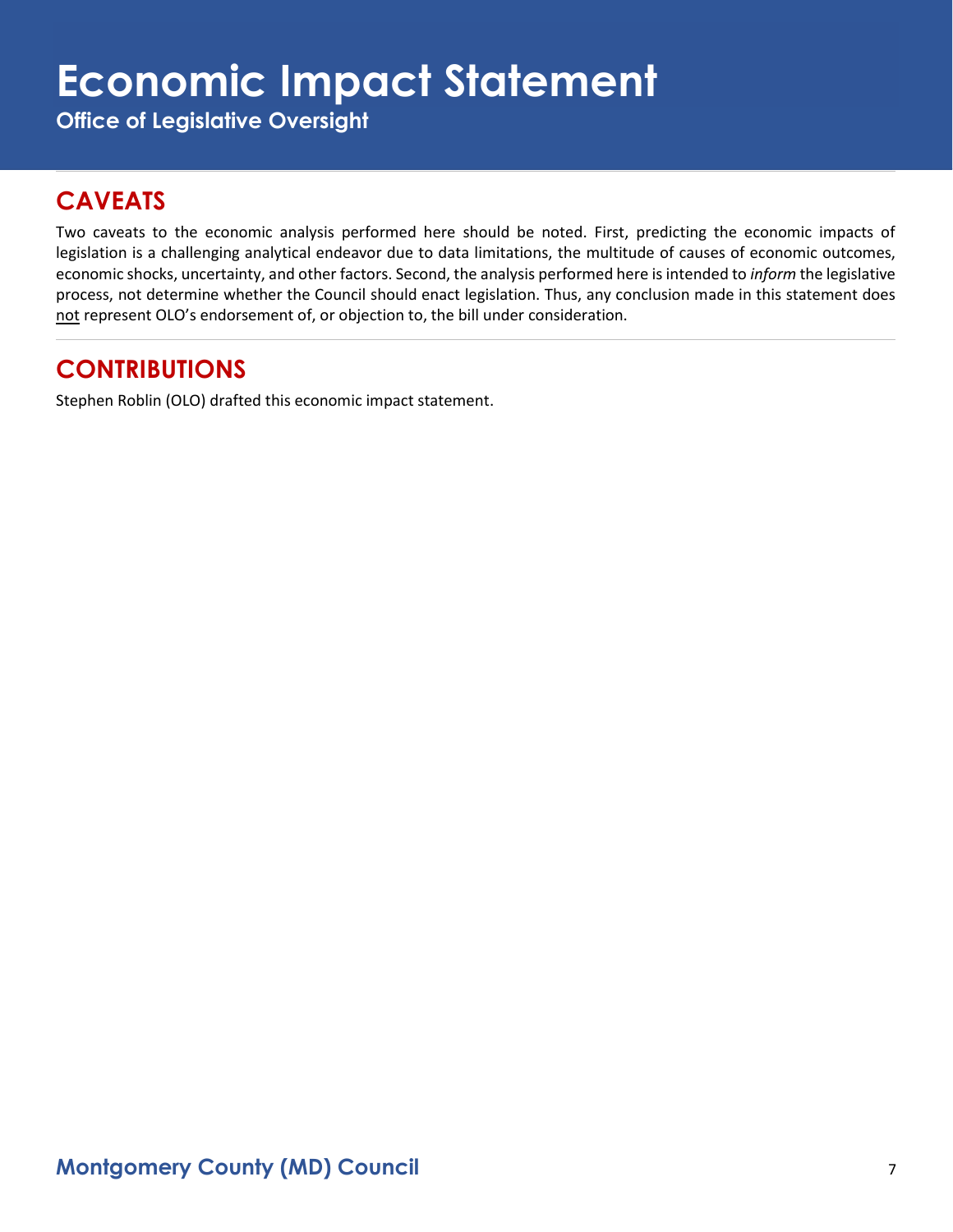## CAVEATS

Two caveats to the economic analysis performed here should be noted. First, predicting the economic impacts of legislation is a challenging analytical endeavor due to data limitations, the multitude of causes of economic outcomes, economic shocks, uncertainty, and other factors. Second, the analysis performed here is intended to *inform* the legislative process, not determine whether the Council should enact legislation. Thus, any conclusion made in this statement does <u>not</u> represent OLO's endorsement of, or objection to, the bill under consideration.

## CONTRIBUTIONS

Stephen Roblin (OLO) drafted this economic impact statement.